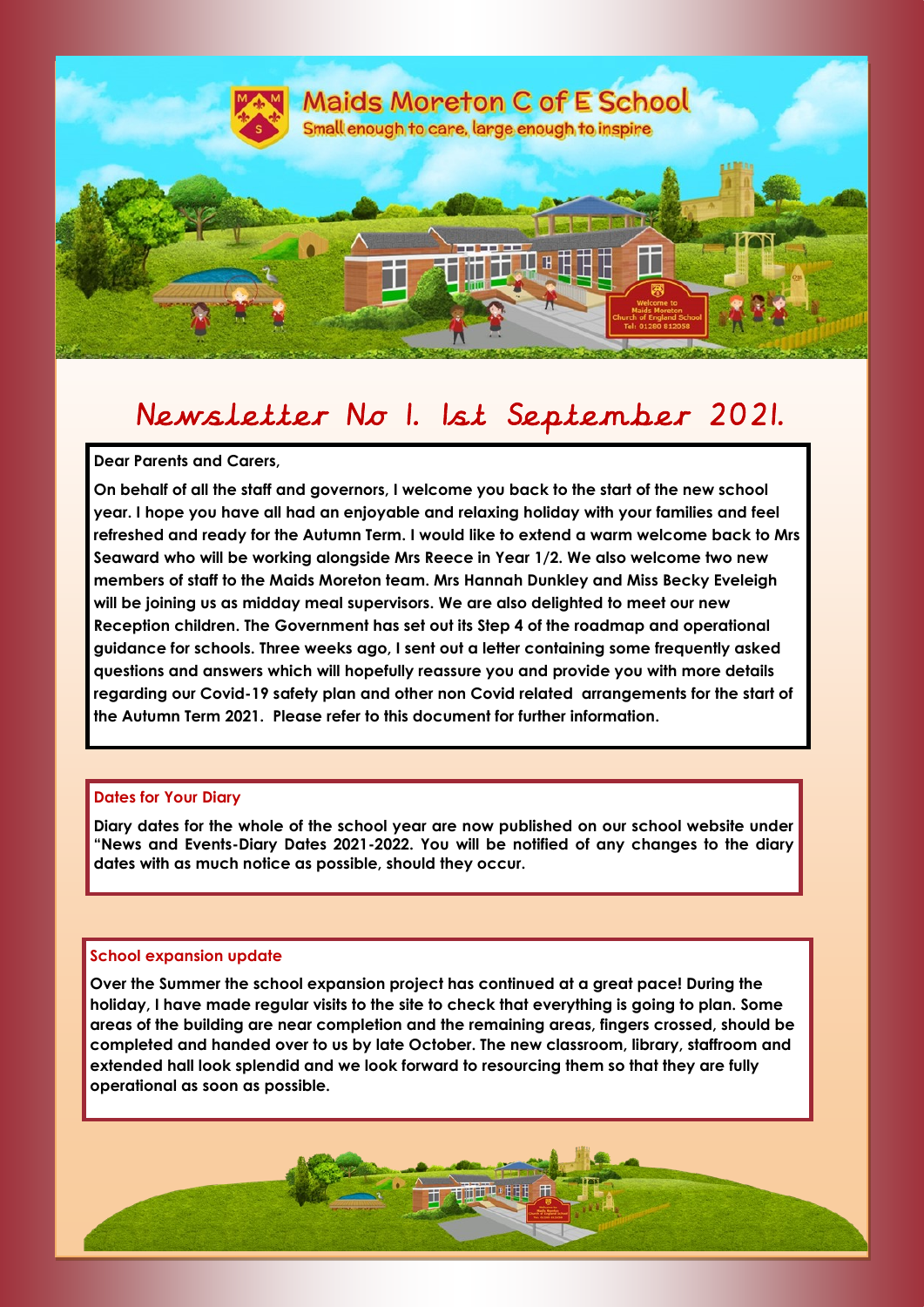# Maids Moreton C of E School

Small enough to care, large enough to inspire

## Newsletter No 1. 1st September 2021.

**Dear Parents and Carers,**

**On behalf of all the staff and governors, I welcome you back to the start of the new school year. I hope you have all had an enjoyable and relaxing holiday with your families and feel refreshed and ready for the Autumn Term. I would like to extend a warm welcome back to Mrs Seaward who will be working alongside Mrs Reece in Year 1/2. We also welcome two new members of staff to the Maids Moreton team. Mrs Hannah Dunkley and Miss Becky Eveleigh will be joining us as midday meal supervisors. We are also delighted to meet our new Reception children. The Government has set out its Step 4 of the roadmap and operational guidance for schools. Three weeks ago, I sent out a letter containing some frequently asked questions and answers which will hopefully reassure you and provide you with more details regarding our Covid-19 safety plan and other non Covid related arrangements for the start of the Autumn Term 2021. Please refer to this document for further information.**

### Dates for Your Diary

**Diary dates for the whole of the school year are now published on our school website under "News and Events-Diary Dates 2021-2022. You will be notified of any changes to the diary dates with as much notice as possible, should they occur.**

### School expansion update

**Over the Summer the school expansion project has continued at a great pace! During the holiday, I have made regular visits to the site to check that everything is going to plan. Some areas of the building are near completion and the remaining areas, fingers crossed, should be completed and handed over to us by late October. The new classroom, library, staffroom and extended hall look splendid and we look forward to resourcing them so that they are fully operational as soon as possible.**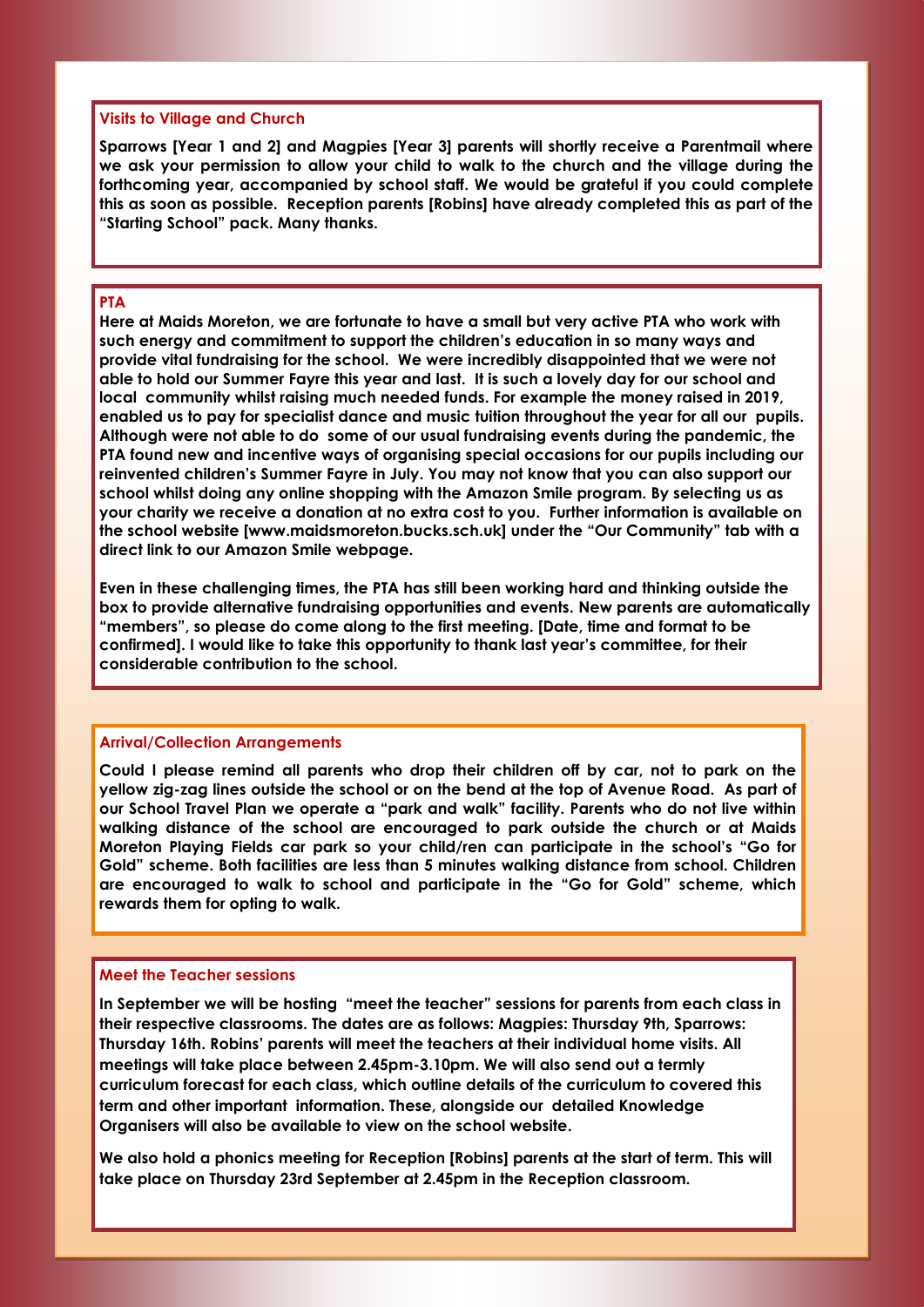### Visits to Village and Church

**Sparrows [Year 1 and 2] and Magpies [Year 3] parents will shortly receive a Parentmail where we ask your permission to allow your child to walk to the church and the village during the forthcoming year, accompanied by school staff. We would be grateful if you could complete this as soon as possible. Reception parents [Robins] have already completed this as part of the "Starting School" pack. Many thanks.**

### PTA

**Here at Maids Moreton, we are fortunate to have a small but very active PTA who work with such energy and commitment to support the children's education in so many ways and provide vital fundraising for the school. We were incredibly disappointed that we were not able to hold our Summer Fayre this year and last. It is such a lovely day for our school and local community whilst raising much needed funds. For example the money raised in 2019, enabled us to pay for specialist dance and music tuition throughout the year for all our pupils. Although were not able to do some of our usual fundraising events during the pandemic, the PTA found new and incentive ways of organising special occasions for our pupils including our reinvented children's Summer Fayre in July. You may not know that you can also support our school whilst doing any online shopping with the Amazon Smile program. By selecting us as your charity we receive a donation at no extra cost to you. Further information is available on the school website [www.maidsmoreton.bucks.sch.uk] under the "Our Community" tab with a direct link to our Amazon Smile webpage.**

**Even in these challenging times, the PTA has still been working hard and thinking outside the box to provide alternative fundraising opportunities and events. New parents are automatically "members", so please do come along to the first meeting. [Date, time and format to be confirmed]. I would like to take this opportunity to thank last year's committee, for their considerable contribution to the school.**

### Arrival/Collection Arrangements

**Could I please remind all parents who drop their children off by car, not to park on the yellow zig-zag lines outside the school or on the bend at the top of Avenue Road. As part of our School Travel Plan we operate a "park and walk" facility. Parents who do not live within walking distance of the school are encouraged to park outside the church or at Maids Moreton Playing Fields car park so your child/ren can participate in the school's "Go for Gold" scheme. Both facilities are less than 5 minutes walking distance from school. Children are encouraged to walk to school and participate in the "Go for Gold" scheme, which rewards them for opting to walk.**

### Meet the Teacher sessions

**In September we will be hosting "meet the teacher" sessions for parents from each class in their respective classrooms. The dates are as follows: Magpies: Thursday 9th, Sparrows: Thursday 16th. Robins' parents will meet the teachers at their individual home visits. All meetings will take place between 2.45pm-3.10pm. We will also send out a termly curriculum forecast for each class, which outline details of the curriculum to covered this term and other important information. These, alongside our detailed Knowledge Organisers will also be available to view on the school website.**

**We also hold a phonics meeting for Reception [Robins] parents at the start of term. This will take place on Thursday 23rd September at 2.45pm in the Reception classroom.**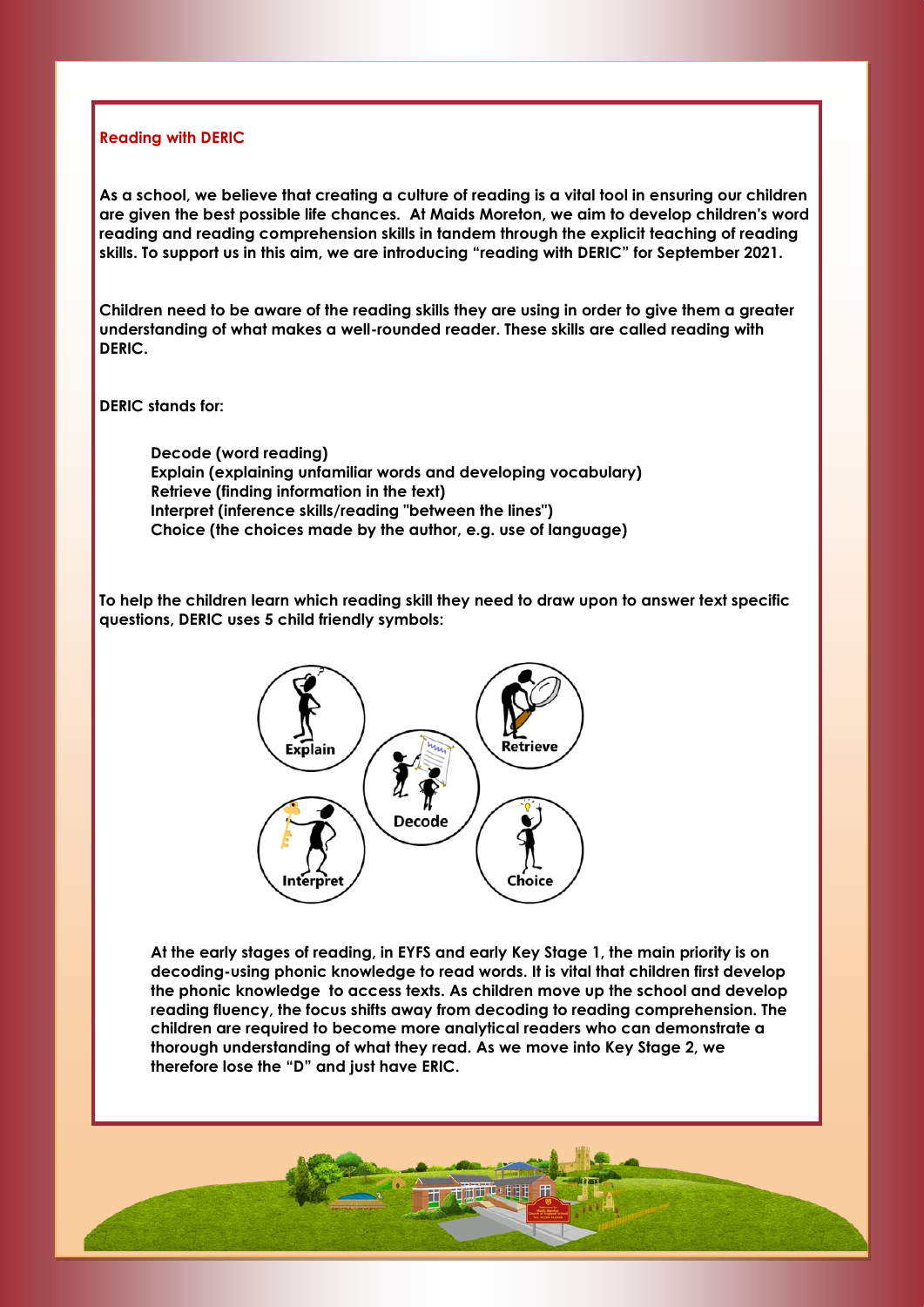## Reading with DERIC

**As a school, we believe that creating a culture of reading is a vital tool in ensuring our children are given the best possible life chances. At Maids Moreton, we aim to develop children's word reading and reading comprehension skills in tandem through the explicit teaching of reading skills. To support us in this aim, we are introducing "reading with DERIC" for September 2021.**

**Children need to be aware of the reading skills they are using in order to give them a greater understanding of what makes a well-rounded reader. These skills are called reading with DERIC.**

**DERIC stands for:**

**Decode (word reading)**
**Explain (explaining unfamiliar words and developing vocabulary)**
**Retrieve (finding information in the text)**
**Interpret (inference skills/reading "between the lines")**
**Choice (the choices made by the author, e.g. use of language)**

**To help the children learn which reading skill they need to draw upon to answer text specific questions, DERIC uses 5 child friendly symbols:**

Explain · Retrieve · Decode · Interpret · Choice

**At the early stages of reading, in EYFS and early Key Stage 1, the main priority is on decoding-using phonic knowledge to read words. It is vital that children first develop the phonic knowledge to access texts. As children move up the school and develop reading fluency, the focus shifts away from decoding to reading comprehension. The children are required to become more analytical readers who can demonstrate a thorough understanding of what they read. As we move into Key Stage 2, we therefore lose the "D" and just have ERIC.**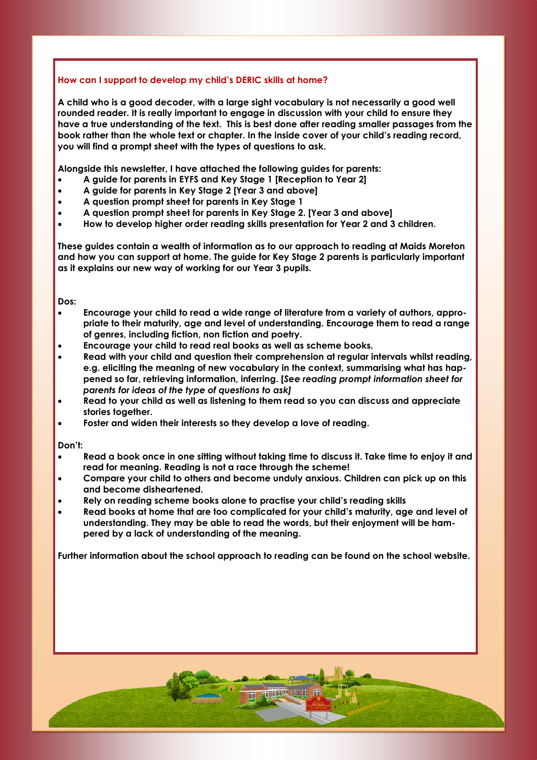## How can I support to develop my child's DERIC skills at home?

**A child who is a good decoder, with a large sight vocabulary is not necessarily a good well rounded reader. It is really important to engage in discussion with your child to ensure they have a true understanding of the text. This is best done after reading smaller passages from the book rather than the whole text or chapter. In the inside cover of your child's reading record, you will find a prompt sheet with the types of questions to ask.**

**Alongside this newsletter, I have attached the following guides for parents:**

- **A guide for parents in EYFS and Key Stage 1 [Reception to Year 2]**
- **A guide for parents in Key Stage 2 [Year 3 and above]**
- **A question prompt sheet for parents in Key Stage 1**
- **A question prompt sheet for parents in Key Stage 2. [Year 3 and above]**
- **How to develop higher order reading skills presentation for Year 2 and 3 children.**

**These guides contain a wealth of information as to our approach to reading at Maids Moreton and how you can support at home. The guide for Key Stage 2 parents is particularly important as it explains our new way of working for our Year 3 pupils.**

**Dos:**

- **Encourage your child to read a wide range of literature from a variety of authors, appropriate to their maturity, age and level of understanding. Encourage them to read a range of genres, including fiction, non fiction and poetry.**
- **Encourage your child to read real books as well as scheme books.**
- **Read with your child and question their comprehension at regular intervals whilst reading, e.g. eliciting the meaning of new vocabulary in the context, summarising what has happened so far, retrieving information, inferring. [*See reading prompt information sheet for parents for ideas of the type of questions to ask]***
- **Read to your child as well as listening to them read so you can discuss and appreciate stories together.**
- **Foster and widen their interests so they develop a love of reading.**

**Don't:**

- **Read a book once in one sitting without taking time to discuss it. Take time to enjoy it and read for meaning. Reading is not a race through the scheme!**
- **Compare your child to others and become unduly anxious. Children can pick up on this and become disheartened.**
- **Rely on reading scheme books alone to practise your child's reading skills**
- **Read books at home that are too complicated for your child's maturity, age and level of understanding. They may be able to read the words, but their enjoyment will be hampered by a lack of understanding of the meaning.**

**Further information about the school approach to reading can be found on the school website.**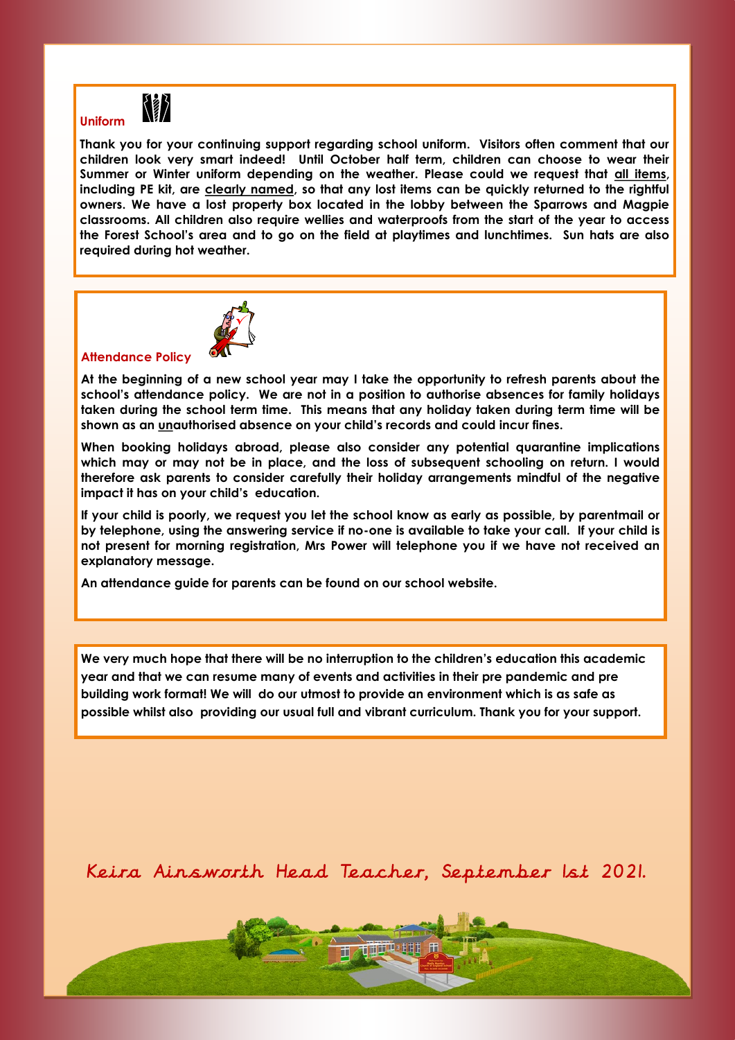## Uniform

**Thank you for your continuing support regarding school uniform. Visitors often comment that our children look very smart indeed! Until October half term, children can choose to wear their Summer or Winter uniform depending on the weather. Please could we request that all items, including PE kit, are clearly named, so that any lost items can be quickly returned to the rightful owners. We have a lost property box located in the lobby between the Sparrows and Magpie classrooms. All children also require wellies and waterproofs from the start of the year to access the Forest School's area and to go on the field at playtimes and lunchtimes. Sun hats are also required during hot weather.**

## Attendance Policy

**At the beginning of a new school year may I take the opportunity to refresh parents about the school's attendance policy. We are not in a position to authorise absences for family holidays taken during the school term time. This means that any holiday taken during term time will be shown as an unauthorised absence on your child's records and could incur fines.**

**When booking holidays abroad, please also consider any potential quarantine implications which may or may not be in place, and the loss of subsequent schooling on return. I would therefore ask parents to consider carefully their holiday arrangements mindful of the negative impact it has on your child's education.**

**If your child is poorly, we request you let the school know as early as possible, by parentmail or by telephone, using the answering service if no-one is available to take your call. If your child is not present for morning registration, Mrs Power will telephone you if we have not received an explanatory message.**

**An attendance guide for parents can be found on our school website.**

**We very much hope that there will be no interruption to the children's education this academic year and that we can resume many of events and activities in their pre pandemic and pre building work format! We will do our utmost to provide an environment which is as safe as possible whilst also providing our usual full and vibrant curriculum. Thank you for your support.**

*Keira Ainsworth Head Teacher, September 1st 2021.*